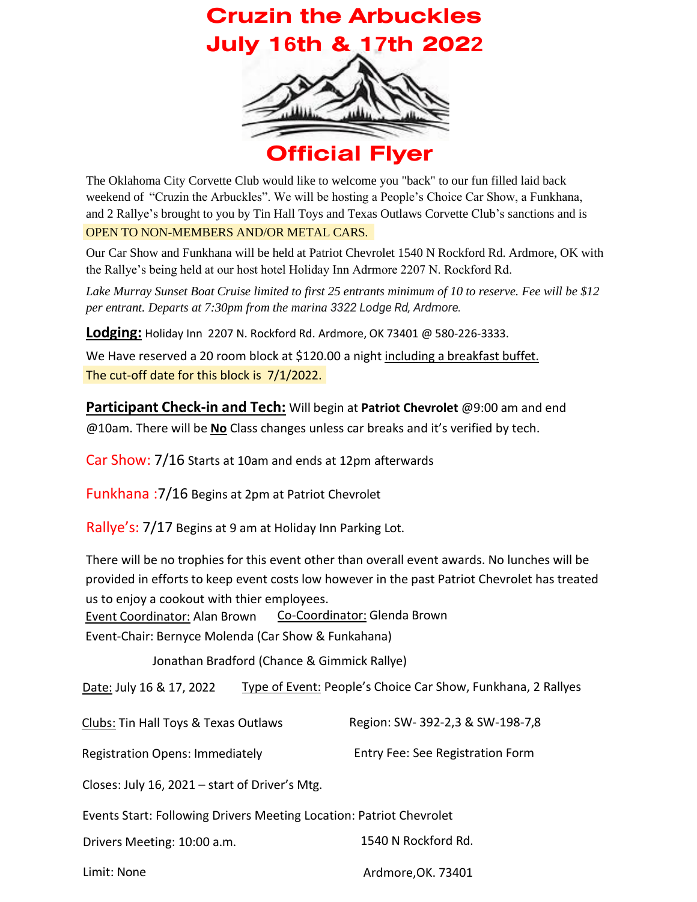# Cruzin the Arbuckles
# July 16th & 17th 2022

# Official Flyer

The Oklahoma City Corvette Club would like to welcome you "back" to our fun filled laid back weekend of "Cruzin the Arbuckles". We will be hosting a People's Choice Car Show, a Funkhana, and 2 Rallye's brought to you by Tin Hall Toys and Texas Outlaws Corvette Club's sanctions and is OPEN TO NON-MEMBERS AND/OR METAL CARS.

Our Car Show and Funkhana will be held at Patriot Chevrolet 1540 N Rockford Rd. Ardmore, OK with the Rallye's being held at our host hotel Holiday Inn Adrmore 2207 N. Rockford Rd.

*Lake Murray Sunset Boat Cruise limited to first 25 entrants minimum of 10 to reserve. Fee will be $12 per entrant. Departs at 7:30pm from the marina 3322 Lodge Rd, Ardmore.*

**Lodging:** Holiday Inn 2207 N. Rockford Rd. Ardmore, OK 73401 @ 580-226-3333.

We Have reserved a 20 room block at $120.00 a night including a breakfast buffet. The cut-off date for this block is 7/1/2022.

**Participant Check-in and Tech:** Will begin at **Patriot Chevrolet** @9:00 am and end @10am. There will be **No** Class changes unless car breaks and it's verified by tech.

Car Show: 7/16 Starts at 10am and ends at 12pm afterwards

Funkhana :7/16 Begins at 2pm at Patriot Chevrolet

Rallye's: 7/17 Begins at 9 am at Holiday Inn Parking Lot.

There will be no trophies for this event other than overall event awards. No lunches will be provided in efforts to keep event costs low however in the past Patriot Chevrolet has treated us to enjoy a cookout with thier employees.

Event Coordinator: Alan Brown Co-Coordinator: Glenda Brown

Event-Chair: Bernyce Molenda (Car Show & Funkahana)

Jonathan Bradford (Chance & Gimmick Rallye)

Date: July 16 & 17, 2022 Type of Event: People's Choice Car Show, Funkhana, 2 Rallyes

Clubs: Tin Hall Toys & Texas Outlaws Region: SW- 392-2,3 & SW-198-7,8

Registration Opens: Immediately Entry Fee: See Registration Form

Closes: July 16, 2021 – start of Driver's Mtg.

Events Start: Following Drivers Meeting Location: Patriot Chevrolet

Drivers Meeting: 10:00 a.m. 1540 N Rockford Rd.

Limit: None Ardmore,OK. 73401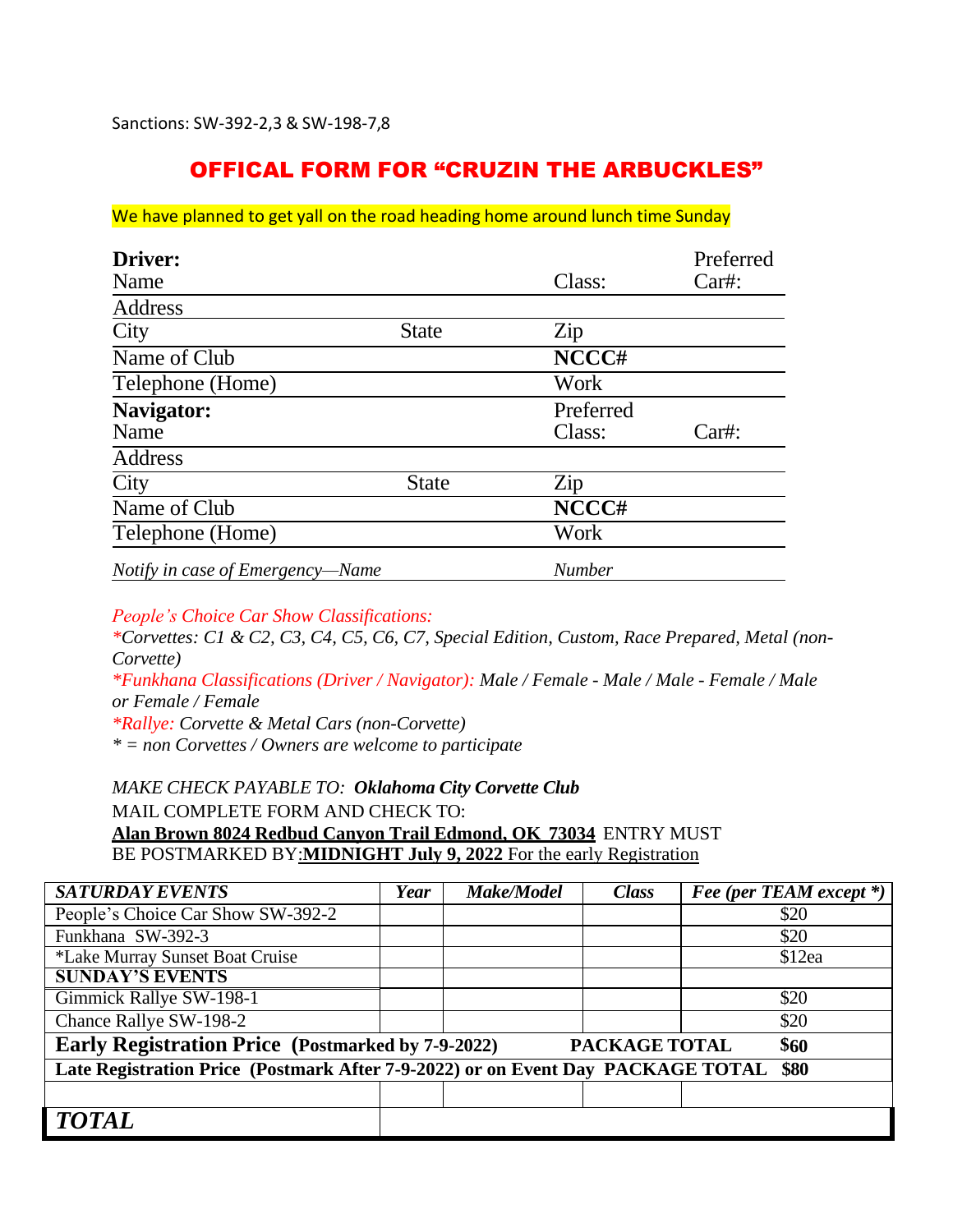Sanctions: SW-392-2,3 & SW-198-7,8

# OFFICAL FORM FOR "CRUZIN THE ARBUCKLES"

We have planned to get yall on the road heading home around lunch time Sunday

| | | | |
|---|---|---|---|
| **Driver:** Name | | Class: | Preferred Car#: |
| Address | | | |
| City | State | Zip | |
| Name of Club | | **NCCC#** | |
| Telephone (Home) | | Work | |
| **Navigator:** Name | | Preferred Class: | Car#: |
| Address | | | |
| City | State | Zip | |
| Name of Club | | **NCCC#** | |
| Telephone (Home) | | Work | |
| *Notify in case of Emergency—Name* | | *Number* | |

*People's Choice Car Show Classifications:*
*\*Corvettes: C1 & C2, C3, C4, C5, C6, C7, Special Edition, Custom, Race Prepared, Metal (non-Corvette)*
*\*Funkhana Classifications (Driver / Navigator): Male / Female - Male / Male - Female / Male or Female / Female*
*\*Rallye: Corvette & Metal Cars (non-Corvette)*
*\* = non Corvettes / Owners are welcome to participate*

*MAKE CHECK PAYABLE TO:* ***Oklahoma City Corvette Club***
MAIL COMPLETE FORM AND CHECK TO:
**Alan Brown 8024 Redbud Canyon Trail Edmond, OK 73034** ENTRY MUST BE POSTMARKED BY:**MIDNIGHT July 9, 2022** For the early Registration

| ***SATURDAY EVENTS*** | ***Year*** | ***Make/Model*** | ***Class*** | ***Fee (per TEAM except \*)*** |
|---|---|---|---|---|
| People's Choice Car Show SW-392-2 | | | | $20 |
| Funkhana SW-392-3 | | | | $20 |
| *Lake Murray Sunset Boat Cruise | | | | $12ea |
| **SUNDAY'S EVENTS** | | | | |
| Gimmick Rallye SW-198-1 | | | | $20 |
| Chance Rallye SW-198-2 | | | | $20 |
| **Early Registration Price (Postmarked by 7-9-2022)** | | | **PACKAGE TOTAL** | **$60** |
| **Late Registration Price (Postmark After 7-9-2022) or on Event Day** | | | **PACKAGE TOTAL** | **$80** |
| | | | | |
| ***TOTAL*** | | | | |